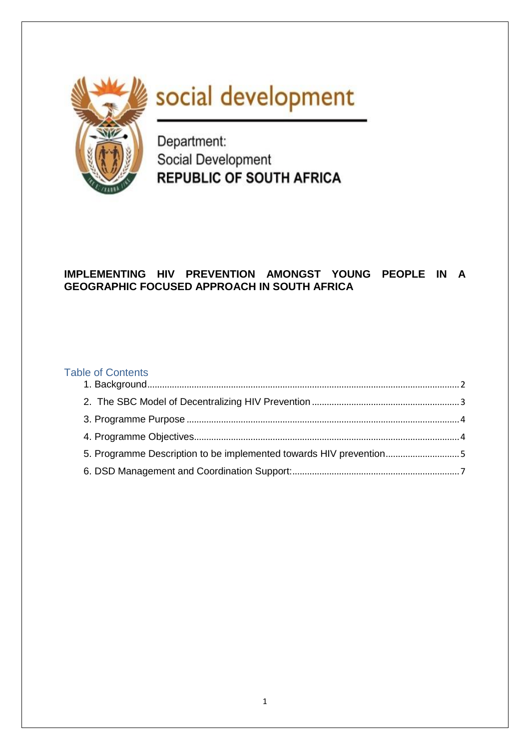social development

Department:
Social Development
**REPUBLIC OF SOUTH AFRICA**

**IMPLEMENTING HIV PREVENTION AMONGST YOUNG PEOPLE IN A GEOGRAPHIC FOCUSED APPROACH IN SOUTH AFRICA**

## Table of Contents

1. Background ........ 2
2. The SBC Model of Decentralizing HIV Prevention ........ 3
3. Programme Purpose ........ 4
4. Programme Objectives ........ 4
5. Programme Description to be implemented towards HIV prevention ........ 5
6. DSD Management and Coordination Support: ........ 7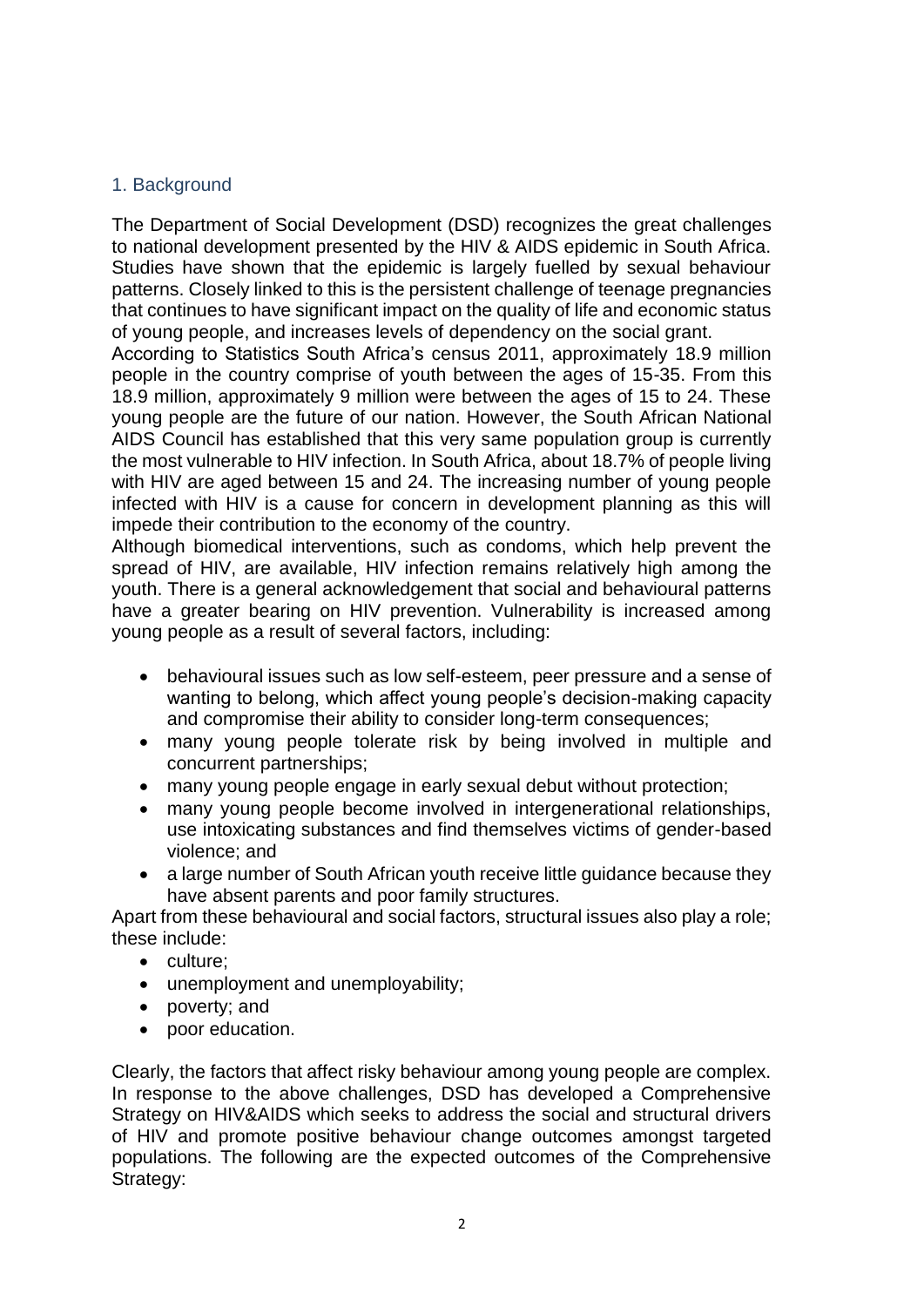## 1. Background

The Department of Social Development (DSD) recognizes the great challenges to national development presented by the HIV & AIDS epidemic in South Africa. Studies have shown that the epidemic is largely fuelled by sexual behaviour patterns. Closely linked to this is the persistent challenge of teenage pregnancies that continues to have significant impact on the quality of life and economic status of young people, and increases levels of dependency on the social grant.

According to Statistics South Africa's census 2011, approximately 18.9 million people in the country comprise of youth between the ages of 15-35. From this 18.9 million, approximately 9 million were between the ages of 15 to 24. These young people are the future of our nation. However, the South African National AIDS Council has established that this very same population group is currently the most vulnerable to HIV infection. In South Africa, about 18.7% of people living with HIV are aged between 15 and 24. The increasing number of young people infected with HIV is a cause for concern in development planning as this will impede their contribution to the economy of the country.

Although biomedical interventions, such as condoms, which help prevent the spread of HIV, are available, HIV infection remains relatively high among the youth. There is a general acknowledgement that social and behavioural patterns have a greater bearing on HIV prevention. Vulnerability is increased among young people as a result of several factors, including:

- behavioural issues such as low self-esteem, peer pressure and a sense of wanting to belong, which affect young people's decision-making capacity and compromise their ability to consider long-term consequences;
- many young people tolerate risk by being involved in multiple and concurrent partnerships;
- many young people engage in early sexual debut without protection;
- many young people become involved in intergenerational relationships, use intoxicating substances and find themselves victims of gender-based violence; and
- a large number of South African youth receive little guidance because they have absent parents and poor family structures.

Apart from these behavioural and social factors, structural issues also play a role; these include:

- culture;
- unemployment and unemployability;
- poverty; and
- poor education.

Clearly, the factors that affect risky behaviour among young people are complex. In response to the above challenges, DSD has developed a Comprehensive Strategy on HIV&AIDS which seeks to address the social and structural drivers of HIV and promote positive behaviour change outcomes amongst targeted populations. The following are the expected outcomes of the Comprehensive Strategy: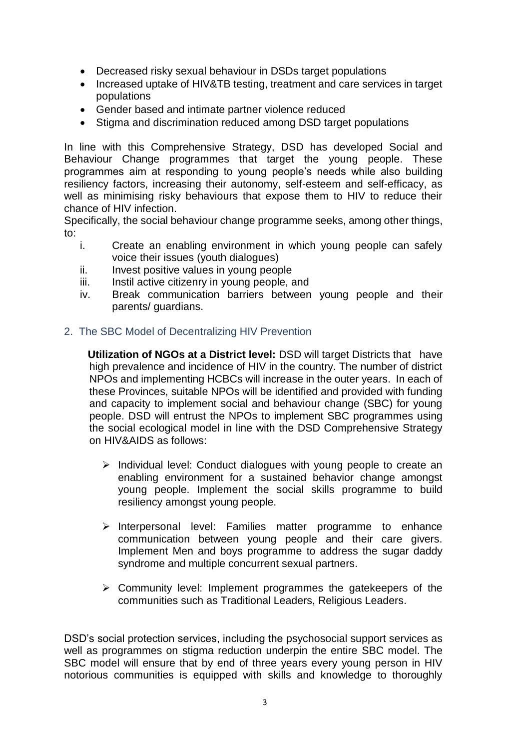- Decreased risky sexual behaviour in DSDs target populations
- Increased uptake of HIV&TB testing, treatment and care services in target populations
- Gender based and intimate partner violence reduced
- Stigma and discrimination reduced among DSD target populations

In line with this Comprehensive Strategy, DSD has developed Social and Behaviour Change programmes that target the young people. These programmes aim at responding to young people's needs while also building resiliency factors, increasing their autonomy, self-esteem and self-efficacy, as well as minimising risky behaviours that expose them to HIV to reduce their chance of HIV infection.

Specifically, the social behaviour change programme seeks, among other things, to:

i. Create an enabling environment in which young people can safely voice their issues (youth dialogues)
ii. Invest positive values in young people
iii. Instil active citizenry in young people, and
iv. Break communication barriers between young people and their parents/ guardians.

## 2. The SBC Model of Decentralizing HIV Prevention

**Utilization of NGOs at a District level:** DSD will target Districts that have high prevalence and incidence of HIV in the country. The number of district NPOs and implementing HCBCs will increase in the outer years. In each of these Provinces, suitable NPOs will be identified and provided with funding and capacity to implement social and behaviour change (SBC) for young people. DSD will entrust the NPOs to implement SBC programmes using the social ecological model in line with the DSD Comprehensive Strategy on HIV&AIDS as follows:

- Individual level: Conduct dialogues with young people to create an enabling environment for a sustained behavior change amongst young people. Implement the social skills programme to build resiliency amongst young people.
- Interpersonal level: Families matter programme to enhance communication between young people and their care givers. Implement Men and boys programme to address the sugar daddy syndrome and multiple concurrent sexual partners.
- Community level: Implement programmes the gatekeepers of the communities such as Traditional Leaders, Religious Leaders.

DSD's social protection services, including the psychosocial support services as well as programmes on stigma reduction underpin the entire SBC model. The SBC model will ensure that by end of three years every young person in HIV notorious communities is equipped with skills and knowledge to thoroughly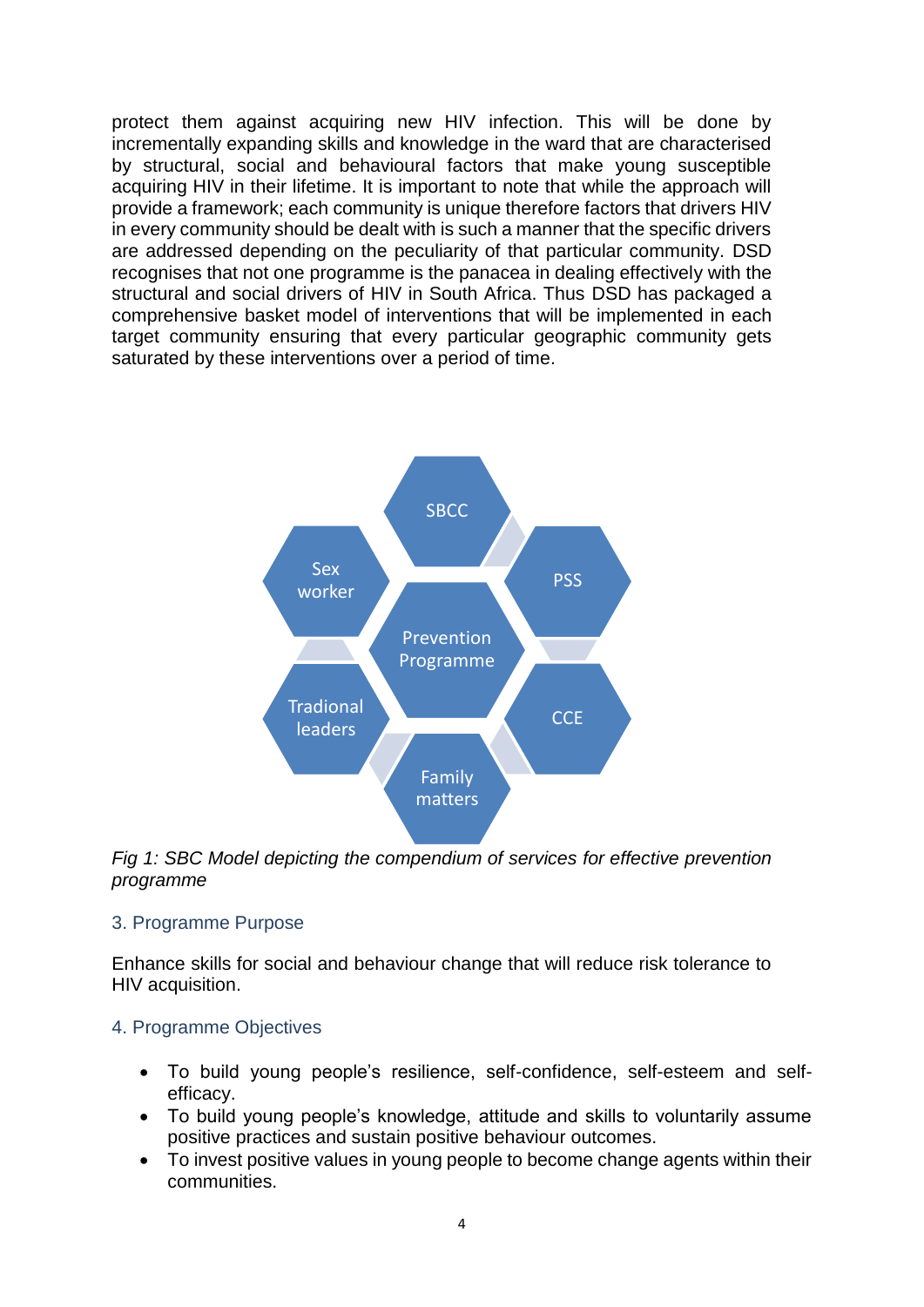protect them against acquiring new HIV infection. This will be done by incrementally expanding skills and knowledge in the ward that are characterised by structural, social and behavioural factors that make young susceptible acquiring HIV in their lifetime. It is important to note that while the approach will provide a framework; each community is unique therefore factors that drivers HIV in every community should be dealt with is such a manner that the specific drivers are addressed depending on the peculiarity of that particular community. DSD recognises that not one programme is the panacea in dealing effectively with the structural and social drivers of HIV in South Africa. Thus DSD has packaged a comprehensive basket model of interventions that will be implemented in each target community ensuring that every particular geographic community gets saturated by these interventions over a period of time.

*Fig 1: SBC Model depicting the compendium of services for effective prevention programme*

## 3. Programme Purpose

Enhance skills for social and behaviour change that will reduce risk tolerance to HIV acquisition.

## 4. Programme Objectives

- To build young people's resilience, self-confidence, self-esteem and self-efficacy.
- To build young people's knowledge, attitude and skills to voluntarily assume positive practices and sustain positive behaviour outcomes.
- To invest positive values in young people to become change agents within their communities.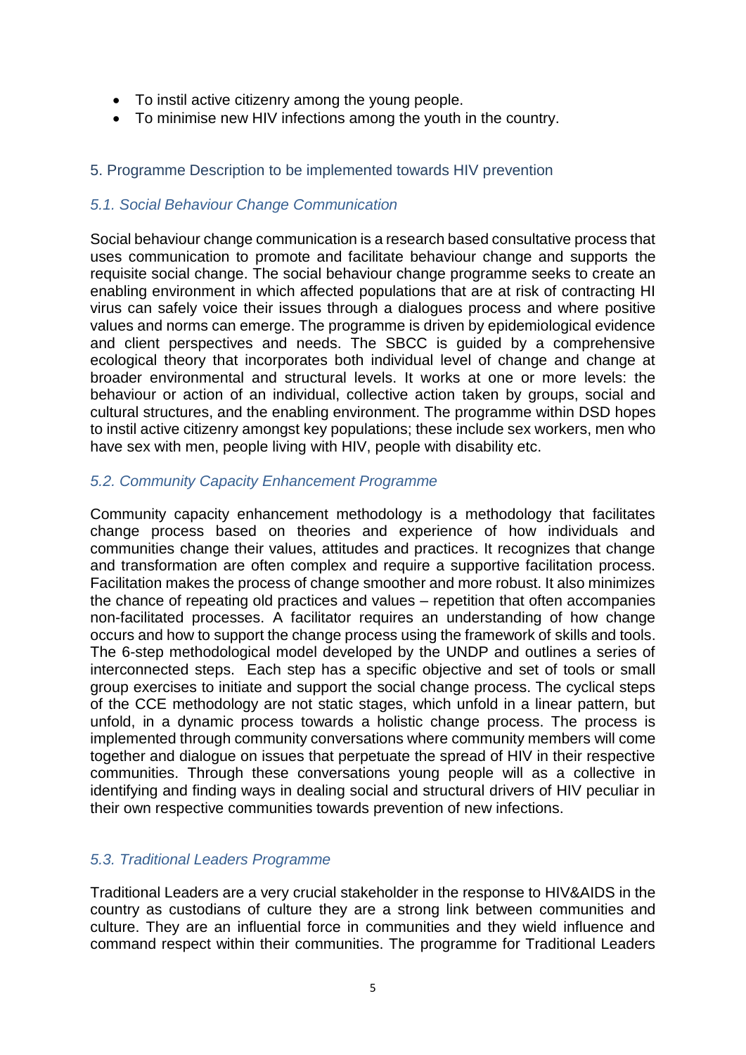- To instil active citizenry among the young people.
- To minimise new HIV infections among the youth in the country.

## 5. Programme Description to be implemented towards HIV prevention

### *5.1. Social Behaviour Change Communication*

Social behaviour change communication is a research based consultative process that uses communication to promote and facilitate behaviour change and supports the requisite social change. The social behaviour change programme seeks to create an enabling environment in which affected populations that are at risk of contracting HI virus can safely voice their issues through a dialogues process and where positive values and norms can emerge. The programme is driven by epidemiological evidence and client perspectives and needs. The SBCC is guided by a comprehensive ecological theory that incorporates both individual level of change and change at broader environmental and structural levels. It works at one or more levels: the behaviour or action of an individual, collective action taken by groups, social and cultural structures, and the enabling environment. The programme within DSD hopes to instil active citizenry amongst key populations; these include sex workers, men who have sex with men, people living with HIV, people with disability etc.

### *5.2. Community Capacity Enhancement Programme*

Community capacity enhancement methodology is a methodology that facilitates change process based on theories and experience of how individuals and communities change their values, attitudes and practices. It recognizes that change and transformation are often complex and require a supportive facilitation process. Facilitation makes the process of change smoother and more robust. It also minimizes the chance of repeating old practices and values – repetition that often accompanies non-facilitated processes. A facilitator requires an understanding of how change occurs and how to support the change process using the framework of skills and tools. The 6-step methodological model developed by the UNDP and outlines a series of interconnected steps. Each step has a specific objective and set of tools or small group exercises to initiate and support the social change process. The cyclical steps of the CCE methodology are not static stages, which unfold in a linear pattern, but unfold, in a dynamic process towards a holistic change process. The process is implemented through community conversations where community members will come together and dialogue on issues that perpetuate the spread of HIV in their respective communities. Through these conversations young people will as a collective in identifying and finding ways in dealing social and structural drivers of HIV peculiar in their own respective communities towards prevention of new infections.

### *5.3. Traditional Leaders Programme*

Traditional Leaders are a very crucial stakeholder in the response to HIV&AIDS in the country as custodians of culture they are a strong link between communities and culture. They are an influential force in communities and they wield influence and command respect within their communities. The programme for Traditional Leaders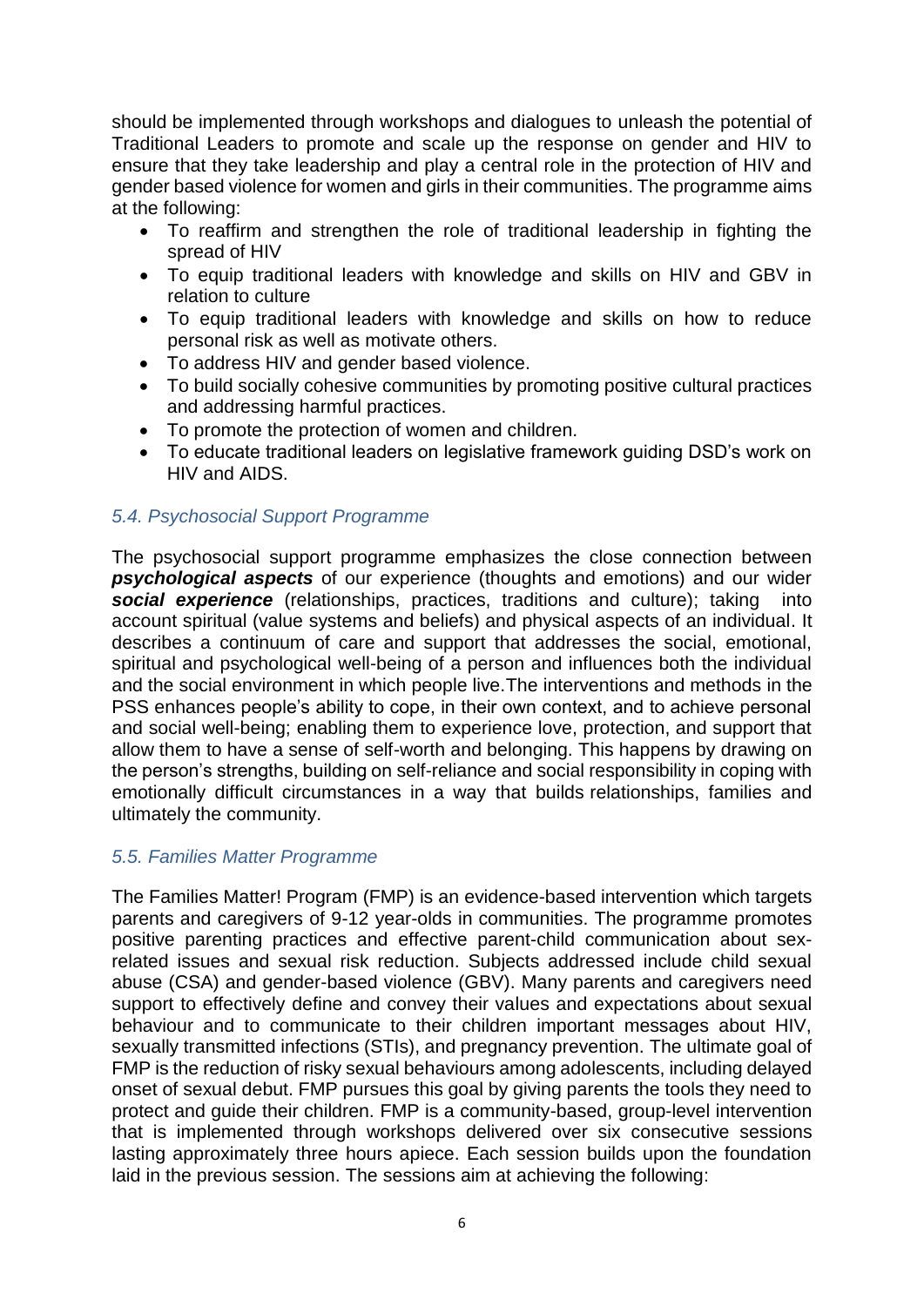should be implemented through workshops and dialogues to unleash the potential of Traditional Leaders to promote and scale up the response on gender and HIV to ensure that they take leadership and play a central role in the protection of HIV and gender based violence for women and girls in their communities. The programme aims at the following:

- To reaffirm and strengthen the role of traditional leadership in fighting the spread of HIV
- To equip traditional leaders with knowledge and skills on HIV and GBV in relation to culture
- To equip traditional leaders with knowledge and skills on how to reduce personal risk as well as motivate others.
- To address HIV and gender based violence.
- To build socially cohesive communities by promoting positive cultural practices and addressing harmful practices.
- To promote the protection of women and children.
- To educate traditional leaders on legislative framework guiding DSD's work on HIV and AIDS.

### *5.4. Psychosocial Support Programme*

The psychosocial support programme emphasizes the close connection between ***psychological aspects*** of our experience (thoughts and emotions) and our wider ***social experience*** (relationships, practices, traditions and culture); taking into account spiritual (value systems and beliefs) and physical aspects of an individual. It describes a continuum of care and support that addresses the social, emotional, spiritual and psychological well-being of a person and influences both the individual and the social environment in which people live.The interventions and methods in the PSS enhances people's ability to cope, in their own context, and to achieve personal and social well-being; enabling them to experience love, protection, and support that allow them to have a sense of self-worth and belonging. This happens by drawing on the person's strengths, building on self-reliance and social responsibility in coping with emotionally difficult circumstances in a way that builds relationships, families and ultimately the community.

### *5.5. Families Matter Programme*

The Families Matter! Program (FMP) is an evidence-based intervention which targets parents and caregivers of 9-12 year-olds in communities. The programme promotes positive parenting practices and effective parent-child communication about sex-related issues and sexual risk reduction. Subjects addressed include child sexual abuse (CSA) and gender-based violence (GBV). Many parents and caregivers need support to effectively define and convey their values and expectations about sexual behaviour and to communicate to their children important messages about HIV, sexually transmitted infections (STIs), and pregnancy prevention. The ultimate goal of FMP is the reduction of risky sexual behaviours among adolescents, including delayed onset of sexual debut. FMP pursues this goal by giving parents the tools they need to protect and guide their children. FMP is a community-based, group-level intervention that is implemented through workshops delivered over six consecutive sessions lasting approximately three hours apiece. Each session builds upon the foundation laid in the previous session. The sessions aim at achieving the following: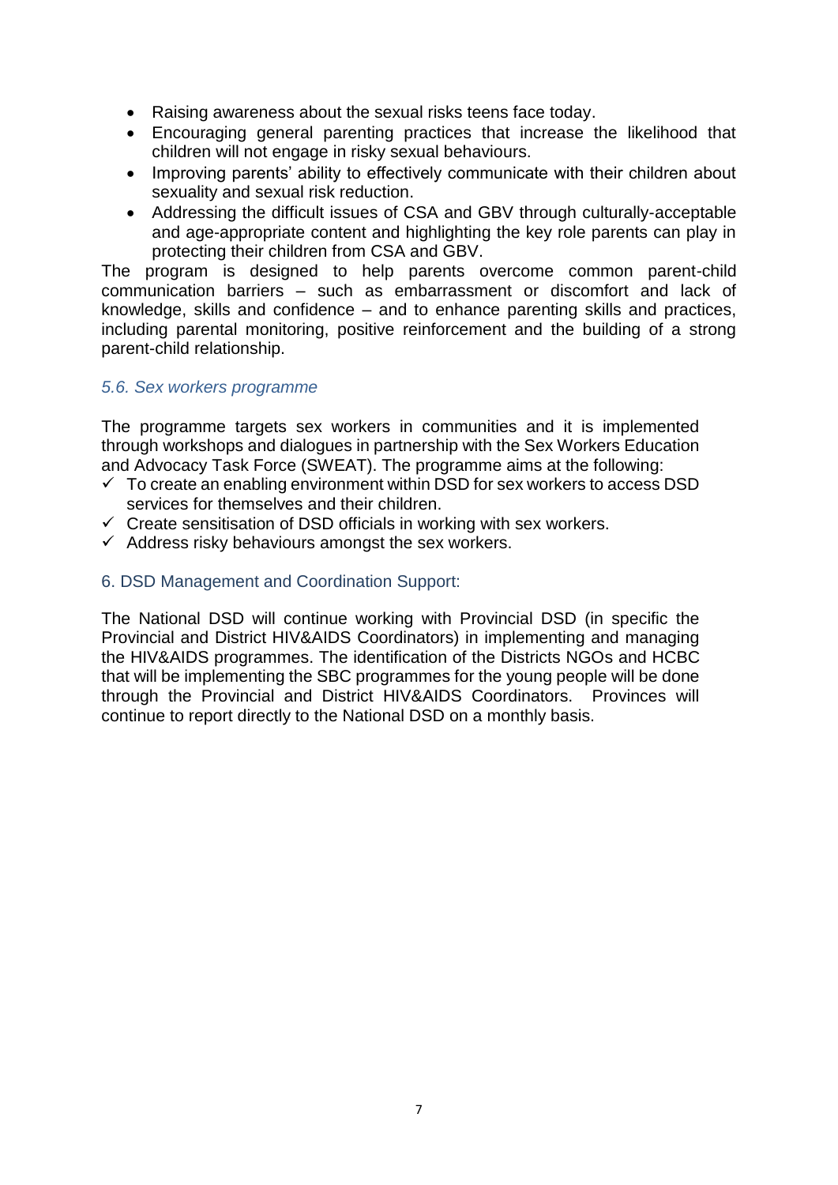- Raising awareness about the sexual risks teens face today.
- Encouraging general parenting practices that increase the likelihood that children will not engage in risky sexual behaviours.
- Improving parents' ability to effectively communicate with their children about sexuality and sexual risk reduction.
- Addressing the difficult issues of CSA and GBV through culturally-acceptable and age-appropriate content and highlighting the key role parents can play in protecting their children from CSA and GBV.

The program is designed to help parents overcome common parent-child communication barriers – such as embarrassment or discomfort and lack of knowledge, skills and confidence – and to enhance parenting skills and practices, including parental monitoring, positive reinforcement and the building of a strong parent-child relationship.

### *5.6. Sex workers programme*

The programme targets sex workers in communities and it is implemented through workshops and dialogues in partnership with the Sex Workers Education and Advocacy Task Force (SWEAT). The programme aims at the following:

- ✓ To create an enabling environment within DSD for sex workers to access DSD services for themselves and their children.
- ✓ Create sensitisation of DSD officials in working with sex workers.
- ✓ Address risky behaviours amongst the sex workers.

## 6. DSD Management and Coordination Support:

The National DSD will continue working with Provincial DSD (in specific the Provincial and District HIV&AIDS Coordinators) in implementing and managing the HIV&AIDS programmes. The identification of the Districts NGOs and HCBC that will be implementing the SBC programmes for the young people will be done through the Provincial and District HIV&AIDS Coordinators. Provinces will continue to report directly to the National DSD on a monthly basis.